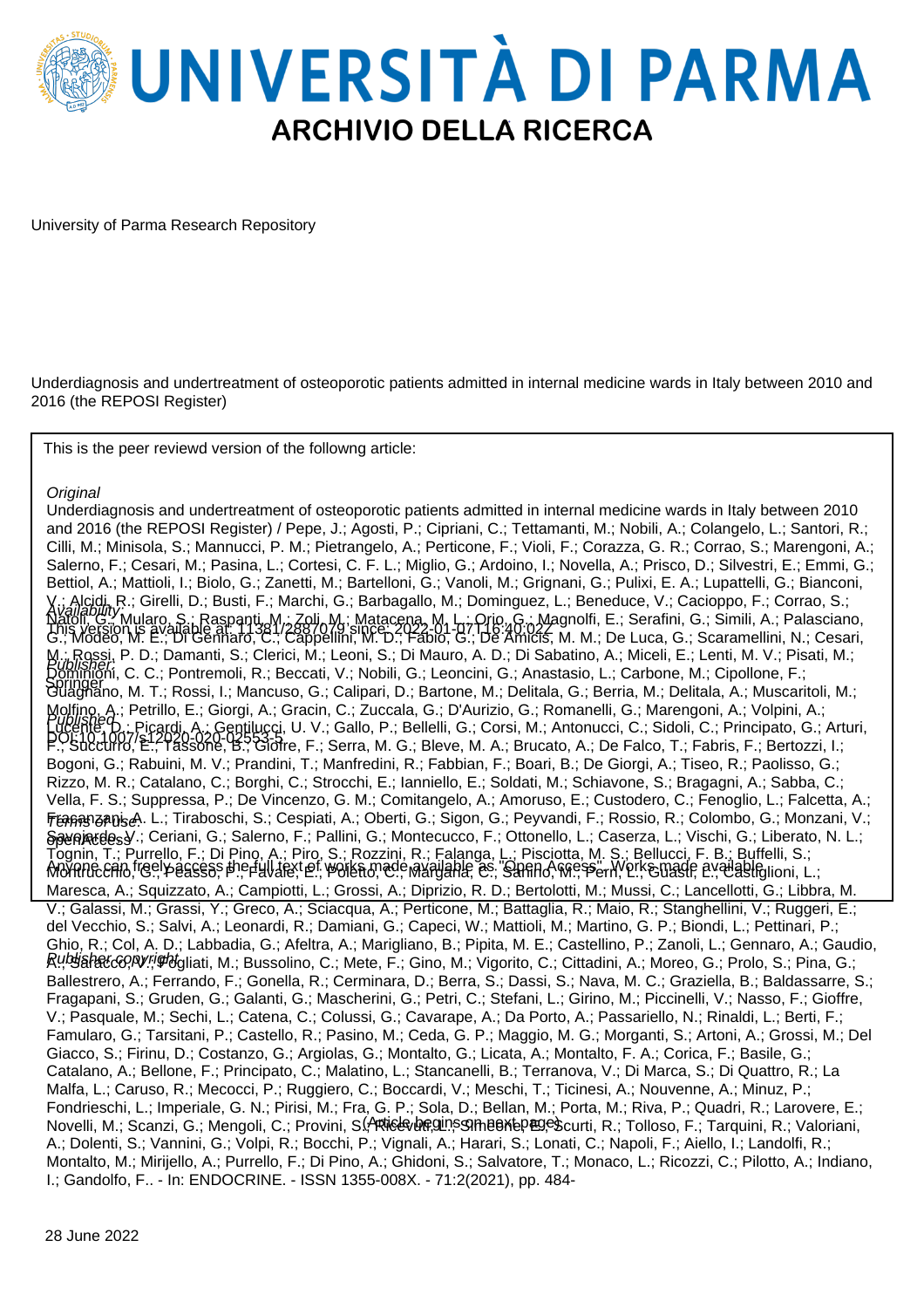# UNIVERSITÀ DI PARMA

## ARCHIVIO DELLA RICERCA

University of Parma Research Repository

Underdiagnosis and undertreatment of osteoporotic patients admitted in internal medicine wards in Italy between 2010 and 2016 (the REPOSI Register)

This is the peer reviewd version of the followng article:

*Original*

Underdiagnosis and undertreatment of osteoporotic patients admitted in internal medicine wards in Italy between 2010 and 2016 (the REPOSI Register) / Pepe, J.; Agosti, P.; Cipriani, C.; Tettamanti, M.; Nobili, A.; Colangelo, L.; Santori, R.; Cilli, M.; Minisola, S.; Mannucci, P. M.; Pietrangelo, A.; Perticone, F.; Violi, F.; Corazza, G. R.; Corrao, S.; Marengoni, A.; Salerno, F.; Cesari, M.; Pasina, L.; Cortesi, C. F. L.; Miglio, G.; Ardoino, I.; Novella, A.; Prisco, D.; Silvestri, E.; Emmi, G.; Bettiol, A.; Mattioli, I.; Biolo, G.; Zanetti, M.; Bartelloni, G.; Vanoli, M.; Grignani, G.; Pulixi, E. A.; Lupattelli, G.; Bianconi, V.; Alcidi, R.; Girelli, D.; Busti, F.; Marchi, G.; Barbagallo, M.; Dominguez, L.; Beneduce, V.; Cacioppo, F.; Corrao, S.; Natoli, G.; Mularo, S.; Raspanti, M.; Zoli, M.; Matacena, M. L.; Orio, G.; Magnolfi, E.; Serafini, G.; Simili, A.; Palasciano, G.; Modeo, M. E.; Di Gennaro, C.; Cappellini, M. D.; Fabio, G.; De Amicis, M. M.; De Luca, G.; Scaramellini, N.; Cesari, M.; Rossi, P. D.; Damanti, S.; Clerici, M.; Leoni, S.; Di Mauro, A. D.; Di Sabatino, A.; Miceli, E.; Lenti, M. V.; Pisati, M.; Dominioni, C. C.; Pontremoli, R.; Beccati, V.; Nobili, G.; Leoncini, G.; Anastasio, L.; Carbone, M.; Cipollone, F.; Guagnano, M. T.; Rossi, I.; Mancuso, G.; Calipari, D.; Bartone, M.; Delitala, G.; Berria, M.; Delitala, A.; Muscaritoli, M.; Molfino, A.; Petrillo, E.; Giorgi, A.; Gracin, C.; Zuccala, G.; D'Aurizio, G.; Romanelli, G.; Marengoni, A.; Volpini, A.; Lucente, D.; Picardi, A.; Gentilucci, U. V.; Gallo, P.; Bellelli, G.; Corsi, M.; Antonucci, C.; Sidoli, C.; Principato, G.; Arturi, F.; Succurro, E.; Tassone, B.; Giofre, F.; Serra, M. G.; Bleve, M. A.; Brucato, A.; De Falco, T.; Fabris, F.; Bertozzi, I.; Bogoni, G.; Rabuini, M. V.; Prandini, T.; Manfredini, R.; Fabbian, F.; Boari, B.; De Giorgi, A.; Tiseo, R.; Paolisso, G.; Rizzo, M. R.; Catalano, C.; Borghi, C.; Strocchi, E.; Ianniello, E.; Soldati, M.; Schiavone, S.; Bragagni, A.; Sabba, C.; Vella, F. S.; Suppressa, P.; De Vincenzo, G. M.; Comitangelo, A.; Amoruso, E.; Custodero, C.; Fenoglio, L.; Falcetta, A.; Fracanzani, A. L.; Tiraboschi, S.; Cespiati, A.; Oberti, G.; Sigon, G.; Peyvandi, F.; Rossio, R.; Colombo, G.; Monzani, V.; Savojardo, V.; Ceriani, G.; Salerno, F.; Pallini, G.; Montecucco, F.; Ottonello, L.; Caserza, L.; Vischi, G.; Liberato, N. L.; Tognin, T.; Purrello, F.; Di Pino, A.; Piro, S.; Rozzini, R.; Falanga, L.; Pisciotta, M. S.; Bellucci, F. B.; Buffelli, S.; Montrucchio, G.; Peasso, P.; Favale, E.; Poletto, C.; Margaria, C.; Sanino, M.; Perri, L.; Guasti, L.; Castiglioni, L.; Maresca, A.; Squizzato, A.; Campiotti, L.; Grossi, A.; Diprizio, R. D.; Bertolotti, M.; Mussi, C.; Lancellotti, G.; Libbra, M. V.; Galassi, M.; Grassi, Y.; Greco, A.; Sciacqua, A.; Perticone, M.; Battaglia, R.; Maio, R.; Stanghellini, V.; Ruggeri, E.; del Vecchio, S.; Salvi, A.; Leonardi, R.; Damiani, G.; Capeci, W.; Mattioli, M.; Martino, G. P.; Biondi, L.; Pettinari, P.; Ghio, R.; Col, A. D.; Labbadia, G.; Afeltra, A.; Marigliano, B.; Pipita, M. E.; Castellino, P.; Zanoli, L.; Gennaro, A.; Gaudio, A.; Saracco, V.; Fogliati, M.; Bussolino, C.; Mete, F.; Gino, M.; Vigorito, C.; Cittadini, A.; Moreo, G.; Prolo, S.; Pina, G.; Ballestrero, A.; Ferrando, F.; Gonella, R.; Cerminara, D.; Berra, S.; Dassi, S.; Nava, M. C.; Graziella, B.; Baldassarre, S.; Fragapani, S.; Gruden, G.; Galanti, G.; Mascherini, G.; Petri, C.; Stefani, L.; Girino, M.; Piccinelli, V.; Nasso, F.; Gioffre, V.; Pasquale, M.; Sechi, L.; Catena, C.; Colussi, G.; Cavarape, A.; Da Porto, A.; Passariello, N.; Rinaldi, L.; Berti, F.; Famularo, G.; Tarsitani, P.; Castello, R.; Pasino, M.; Ceda, G. P.; Maggio, M. G.; Morganti, S.; Artoni, A.; Grossi, M.; Del Giacco, S.; Firinu, D.; Costanzo, G.; Argiolas, G.; Montalto, G.; Licata, A.; Montalto, F. A.; Corica, F.; Basile, G.; Catalano, A.; Bellone, F.; Principato, C.; Malatino, L.; Stancanelli, B.; Terranova, V.; Di Marca, S.; Di Quattro, R.; La Malfa, L.; Caruso, R.; Mecocci, P.; Ruggiero, C.; Boccardi, V.; Meschi, T.; Ticinesi, A.; Nouvenne, A.; Minuz, P.; Fondrieschi, L.; Imperiale, G. N.; Pirisi, M.; Fra, G. P.; Sola, D.; Bellan, M.; Porta, M.; Riva, P.; Quadri, R.; Larovere, E.; Novelli, M.; Scanzi, G.; Mengoli, C.; Provini, S.; Ricevuti, L.; Simeone, E.; Scurti, R.; Tolloso, F.; Tarquini, R.; Valoriani, A.; Dolenti, S.; Vannini, G.; Volpi, R.; Bocchi, P.; Vignali, A.; Harari, S.; Lonati, C.; Napoli, F.; Aiello, I.; Landolfi, R.; Montalto, M.; Mirijello, A.; Purrello, F.; Di Pino, A.; Ghidoni, S.; Salvatore, T.; Monaco, L.; Ricozzi, C.; Pilotto, A.; Indiano, I.; Gandolfo, F.. - In: ENDOCRINE. - ISSN 1355-008X. - 71:2(2021), pp. 484-

*Availability:*
This version is available at: 11381/2887079 since: 2022-01-07T16:40:02Z

*Publisher:*
Springer

*Published*
DOI:10.1007/s12020-020-02553-5

*Terms of use:*
openAccess

Anyone can freely access the full text of works made available as "Open Access". Works made available

*Publisher copyright*

(Article begins on next page)

28 June 2022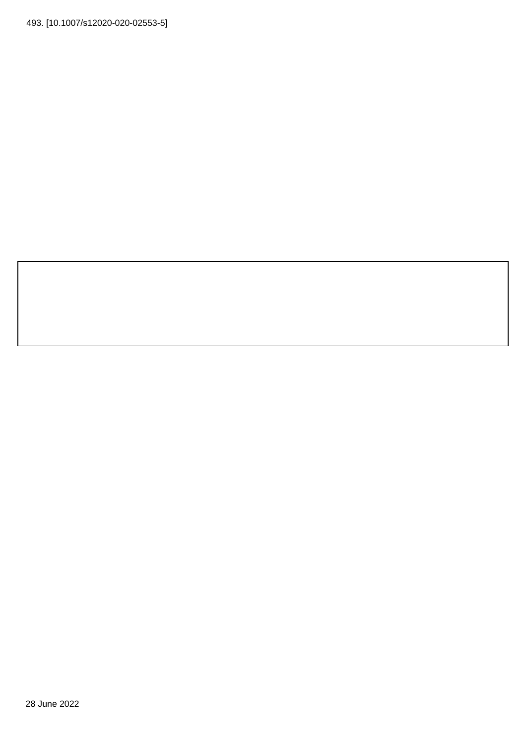493. [10.1007/s12020-020-02553-5]

28 June 2022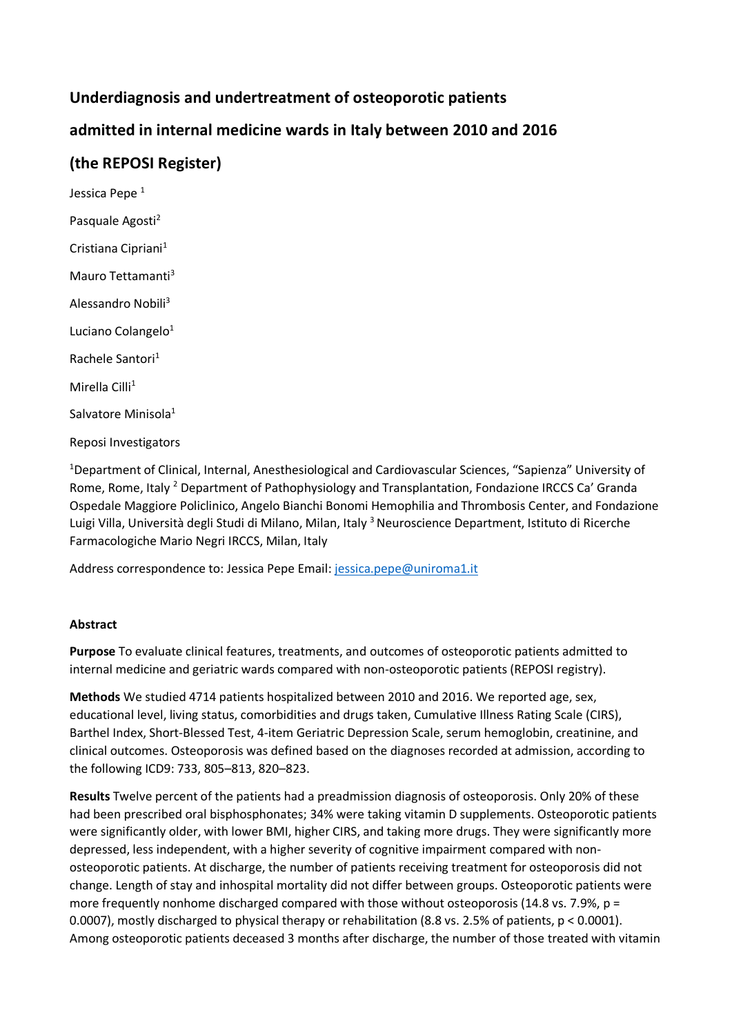# Underdiagnosis and undertreatment of osteoporotic patients admitted in internal medicine wards in Italy between 2010 and 2016 (the REPOSI Register)

Jessica Pepe [1]

Pasquale Agosti[2]

Cristiana Cipriani[1]

Mauro Tettamanti[3]

Alessandro Nobili[3]

Luciano Colangelo[1]

Rachele Santori[1]

Mirella Cilli[1]

Salvatore Minisola[1]

Reposi Investigators

[1]Department of Clinical, Internal, Anesthesiological and Cardiovascular Sciences, "Sapienza" University of Rome, Rome, Italy [2] Department of Pathophysiology and Transplantation, Fondazione IRCCS Ca' Granda Ospedale Maggiore Policlinico, Angelo Bianchi Bonomi Hemophilia and Thrombosis Center, and Fondazione Luigi Villa, Università degli Studi di Milano, Milan, Italy [3] Neuroscience Department, Istituto di Ricerche Farmacologiche Mario Negri IRCCS, Milan, Italy

Address correspondence to: Jessica Pepe Email: jessica.pepe@uniroma1.it

**Abstract**

**Purpose** To evaluate clinical features, treatments, and outcomes of osteoporotic patients admitted to internal medicine and geriatric wards compared with non-osteoporotic patients (REPOSI registry).

**Methods** We studied 4714 patients hospitalized between 2010 and 2016. We reported age, sex, educational level, living status, comorbidities and drugs taken, Cumulative Illness Rating Scale (CIRS), Barthel Index, Short-Blessed Test, 4-item Geriatric Depression Scale, serum hemoglobin, creatinine, and clinical outcomes. Osteoporosis was defined based on the diagnoses recorded at admission, according to the following ICD9: 733, 805–813, 820–823.

**Results** Twelve percent of the patients had a preadmission diagnosis of osteoporosis. Only 20% of these had been prescribed oral bisphosphonates; 34% were taking vitamin D supplements. Osteoporotic patients were significantly older, with lower BMI, higher CIRS, and taking more drugs. They were significantly more depressed, less independent, with a higher severity of cognitive impairment compared with non-osteoporotic patients. At discharge, the number of patients receiving treatment for osteoporosis did not change. Length of stay and inhospital mortality did not differ between groups. Osteoporotic patients were more frequently nonhome discharged compared with those without osteoporosis (14.8 vs. 7.9%, p = 0.0007), mostly discharged to physical therapy or rehabilitation (8.8 vs. 2.5% of patients, p < 0.0001). Among osteoporotic patients deceased 3 months after discharge, the number of those treated with vitamin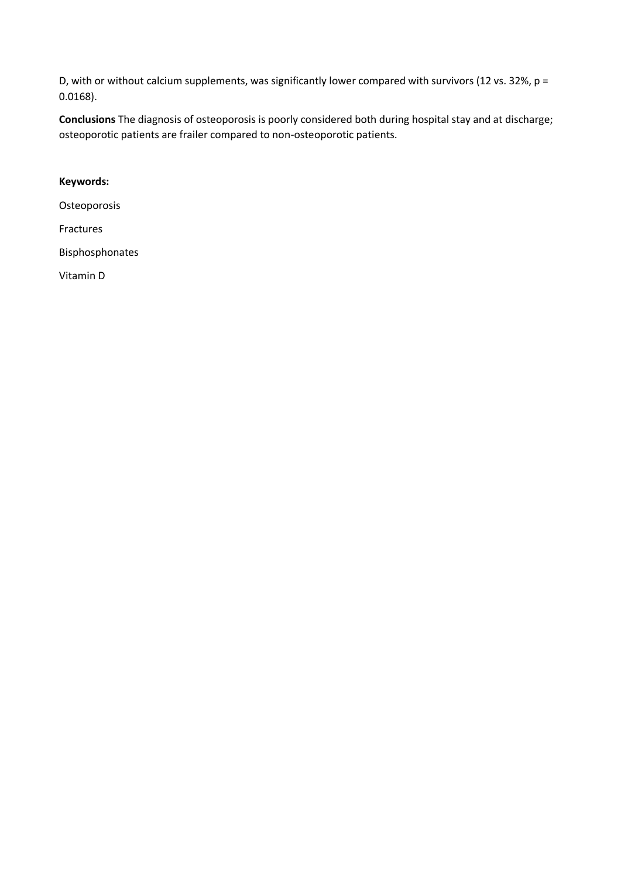D, with or without calcium supplements, was significantly lower compared with survivors (12 vs. 32%, p = 0.0168).

**Conclusions** The diagnosis of osteoporosis is poorly considered both during hospital stay and at discharge; osteoporotic patients are frailer compared to non-osteoporotic patients.

**Keywords:**

Osteoporosis

Fractures

Bisphosphonates

Vitamin D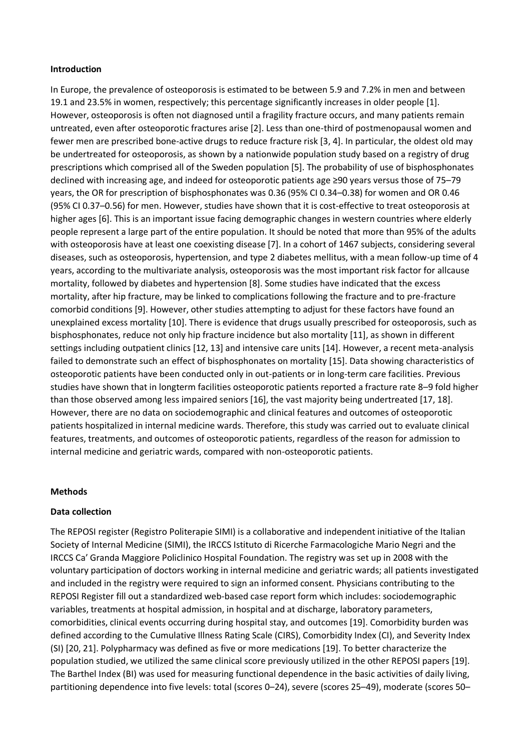### Introduction

In Europe, the prevalence of osteoporosis is estimated to be between 5.9 and 7.2% in men and between 19.1 and 23.5% in women, respectively; this percentage significantly increases in older people [1]. However, osteoporosis is often not diagnosed until a fragility fracture occurs, and many patients remain untreated, even after osteoporotic fractures arise [2]. Less than one-third of postmenopausal women and fewer men are prescribed bone-active drugs to reduce fracture risk [3, 4]. In particular, the oldest old may be undertreated for osteoporosis, as shown by a nationwide population study based on a registry of drug prescriptions which comprised all of the Sweden population [5]. The probability of use of bisphosphonates declined with increasing age, and indeed for osteoporotic patients age ≥90 years versus those of 75–79 years, the OR for prescription of bisphosphonates was 0.36 (95% CI 0.34–0.38) for women and OR 0.46 (95% CI 0.37–0.56) for men. However, studies have shown that it is cost-effective to treat osteoporosis at higher ages [6]. This is an important issue facing demographic changes in western countries where elderly people represent a large part of the entire population. It should be noted that more than 95% of the adults with osteoporosis have at least one coexisting disease [7]. In a cohort of 1467 subjects, considering several diseases, such as osteoporosis, hypertension, and type 2 diabetes mellitus, with a mean follow-up time of 4 years, according to the multivariate analysis, osteoporosis was the most important risk factor for allcause mortality, followed by diabetes and hypertension [8]. Some studies have indicated that the excess mortality, after hip fracture, may be linked to complications following the fracture and to pre-fracture comorbid conditions [9]. However, other studies attempting to adjust for these factors have found an unexplained excess mortality [10]. There is evidence that drugs usually prescribed for osteoporosis, such as bisphosphonates, reduce not only hip fracture incidence but also mortality [11], as shown in different settings including outpatient clinics [12, 13] and intensive care units [14]. However, a recent meta-analysis failed to demonstrate such an effect of bisphosphonates on mortality [15]. Data showing characteristics of osteoporotic patients have been conducted only in out-patients or in long-term care facilities. Previous studies have shown that in longterm facilities osteoporotic patients reported a fracture rate 8–9 fold higher than those observed among less impaired seniors [16], the vast majority being undertreated [17, 18]. However, there are no data on sociodemographic and clinical features and outcomes of osteoporotic patients hospitalized in internal medicine wards. Therefore, this study was carried out to evaluate clinical features, treatments, and outcomes of osteoporotic patients, regardless of the reason for admission to internal medicine and geriatric wards, compared with non-osteoporotic patients.

### Methods

#### Data collection

The REPOSI register (Registro Politerapie SIMI) is a collaborative and independent initiative of the Italian Society of Internal Medicine (SIMI), the IRCCS Istituto di Ricerche Farmacologiche Mario Negri and the IRCCS Ca' Granda Maggiore Policlinico Hospital Foundation. The registry was set up in 2008 with the voluntary participation of doctors working in internal medicine and geriatric wards; all patients investigated and included in the registry were required to sign an informed consent. Physicians contributing to the REPOSI Register fill out a standardized web-based case report form which includes: sociodemographic variables, treatments at hospital admission, in hospital and at discharge, laboratory parameters, comorbidities, clinical events occurring during hospital stay, and outcomes [19]. Comorbidity burden was defined according to the Cumulative Illness Rating Scale (CIRS), Comorbidity Index (CI), and Severity Index (SI) [20, 21]. Polypharmacy was defined as five or more medications [19]. To better characterize the population studied, we utilized the same clinical score previously utilized in the other REPOSI papers [19]. The Barthel Index (BI) was used for measuring functional dependence in the basic activities of daily living, partitioning dependence into five levels: total (scores 0–24), severe (scores 25–49), moderate (scores 50–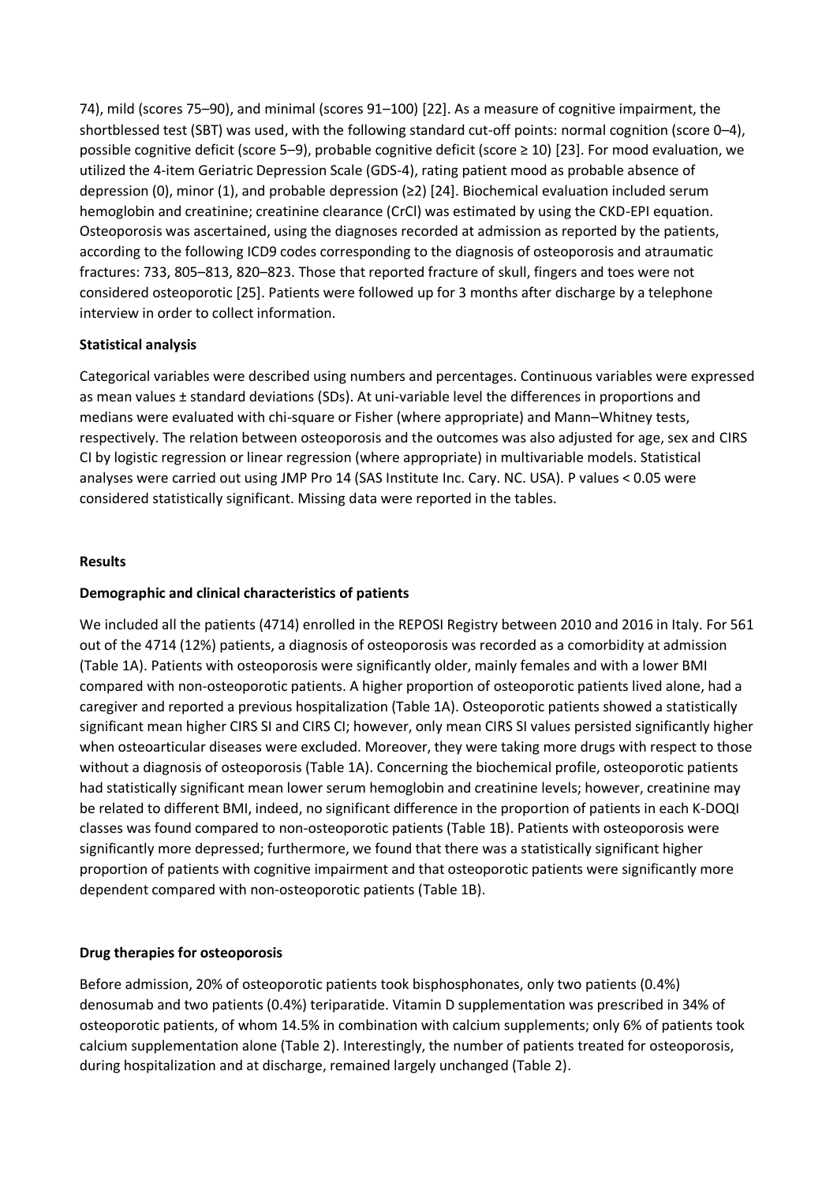74), mild (scores 75–90), and minimal (scores 91–100) [22]. As a measure of cognitive impairment, the shortblessed test (SBT) was used, with the following standard cut-off points: normal cognition (score 0–4), possible cognitive deficit (score 5–9), probable cognitive deficit (score ≥ 10) [23]. For mood evaluation, we utilized the 4-item Geriatric Depression Scale (GDS-4), rating patient mood as probable absence of depression (0), minor (1), and probable depression (≥2) [24]. Biochemical evaluation included serum hemoglobin and creatinine; creatinine clearance (CrCl) was estimated by using the CKD-EPI equation. Osteoporosis was ascertained, using the diagnoses recorded at admission as reported by the patients, according to the following ICD9 codes corresponding to the diagnosis of osteoporosis and atraumatic fractures: 733, 805–813, 820–823. Those that reported fracture of skull, fingers and toes were not considered osteoporotic [25]. Patients were followed up for 3 months after discharge by a telephone interview in order to collect information.

**Statistical analysis**

Categorical variables were described using numbers and percentages. Continuous variables were expressed as mean values ± standard deviations (SDs). At uni-variable level the differences in proportions and medians were evaluated with chi-square or Fisher (where appropriate) and Mann–Whitney tests, respectively. The relation between osteoporosis and the outcomes was also adjusted for age, sex and CIRS CI by logistic regression or linear regression (where appropriate) in multivariable models. Statistical analyses were carried out using JMP Pro 14 (SAS Institute Inc. Cary. NC. USA). P values < 0.05 were considered statistically significant. Missing data were reported in the tables.

**Results**

**Demographic and clinical characteristics of patients**

We included all the patients (4714) enrolled in the REPOSI Registry between 2010 and 2016 in Italy. For 561 out of the 4714 (12%) patients, a diagnosis of osteoporosis was recorded as a comorbidity at admission (Table 1A). Patients with osteoporosis were significantly older, mainly females and with a lower BMI compared with non-osteoporotic patients. A higher proportion of osteoporotic patients lived alone, had a caregiver and reported a previous hospitalization (Table 1A). Osteoporotic patients showed a statistically significant mean higher CIRS SI and CIRS CI; however, only mean CIRS SI values persisted significantly higher when osteoarticular diseases were excluded. Moreover, they were taking more drugs with respect to those without a diagnosis of osteoporosis (Table 1A). Concerning the biochemical profile, osteoporotic patients had statistically significant mean lower serum hemoglobin and creatinine levels; however, creatinine may be related to different BMI, indeed, no significant difference in the proportion of patients in each K-DOQI classes was found compared to non-osteoporotic patients (Table 1B). Patients with osteoporosis were significantly more depressed; furthermore, we found that there was a statistically significant higher proportion of patients with cognitive impairment and that osteoporotic patients were significantly more dependent compared with non-osteoporotic patients (Table 1B).

**Drug therapies for osteoporosis**

Before admission, 20% of osteoporotic patients took bisphosphonates, only two patients (0.4%) denosumab and two patients (0.4%) teriparatide. Vitamin D supplementation was prescribed in 34% of osteoporotic patients, of whom 14.5% in combination with calcium supplements; only 6% of patients took calcium supplementation alone (Table 2). Interestingly, the number of patients treated for osteoporosis, during hospitalization and at discharge, remained largely unchanged (Table 2).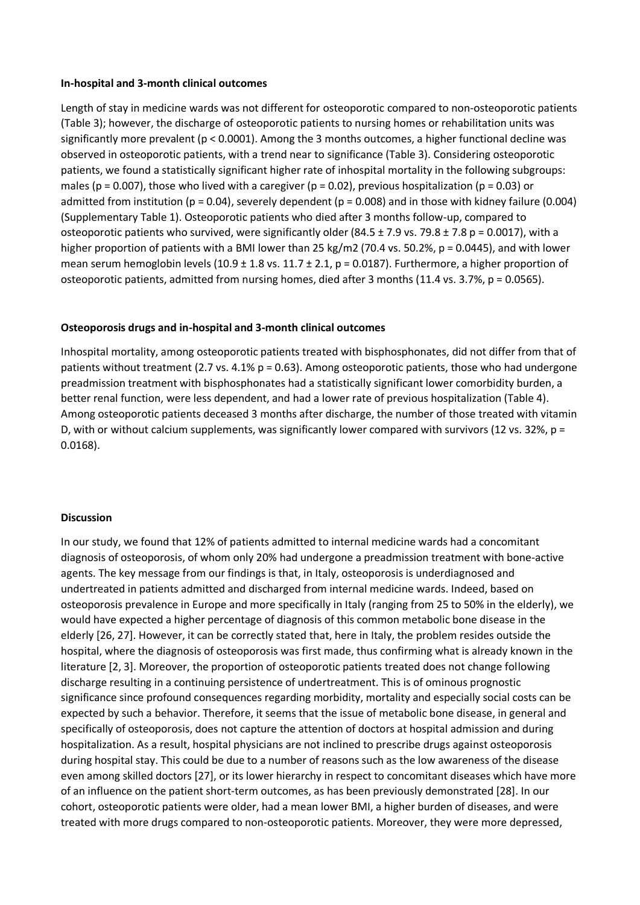**In-hospital and 3-month clinical outcomes**

Length of stay in medicine wards was not different for osteoporotic compared to non-osteoporotic patients (Table 3); however, the discharge of osteoporotic patients to nursing homes or rehabilitation units was significantly more prevalent ($p < 0.0001$). Among the 3 months outcomes, a higher functional decline was observed in osteoporotic patients, with a trend near to significance (Table 3). Considering osteoporotic patients, we found a statistically significant higher rate of inhospital mortality in the following subgroups: males ($p = 0.007$), those who lived with a caregiver ($p = 0.02$), previous hospitalization ($p = 0.03$) or admitted from institution ($p = 0.04$), severely dependent ($p = 0.008$) and in those with kidney failure (0.004) (Supplementary Table 1). Osteoporotic patients who died after 3 months follow-up, compared to osteoporotic patients who survived, were significantly older ($84.5 \pm 7.9$ vs. $79.8 \pm 7.8$ $p = 0.0017$), with a higher proportion of patients with a BMI lower than 25 kg/m2 (70.4 vs. 50.2%, $p = 0.0445$), and with lower mean serum hemoglobin levels ($10.9 \pm 1.8$ vs. $11.7 \pm 2.1$, $p = 0.0187$). Furthermore, a higher proportion of osteoporotic patients, admitted from nursing homes, died after 3 months (11.4 vs. 3.7%, $p = 0.0565$).

**Osteoporosis drugs and in-hospital and 3-month clinical outcomes**

Inhospital mortality, among osteoporotic patients treated with bisphosphonates, did not differ from that of patients without treatment (2.7 vs. 4.1% $p = 0.63$). Among osteoporotic patients, those who had undergone preadmission treatment with bisphosphonates had a statistically significant lower comorbidity burden, a better renal function, were less dependent, and had a lower rate of previous hospitalization (Table 4). Among osteoporotic patients deceased 3 months after discharge, the number of those treated with vitamin D, with or without calcium supplements, was significantly lower compared with survivors (12 vs. 32%, $p = 0.0168$).

**Discussion**

In our study, we found that 12% of patients admitted to internal medicine wards had a concomitant diagnosis of osteoporosis, of whom only 20% had undergone a preadmission treatment with bone-active agents. The key message from our findings is that, in Italy, osteoporosis is underdiagnosed and undertreated in patients admitted and discharged from internal medicine wards. Indeed, based on osteoporosis prevalence in Europe and more specifically in Italy (ranging from 25 to 50% in the elderly), we would have expected a higher percentage of diagnosis of this common metabolic bone disease in the elderly [26, 27]. However, it can be correctly stated that, here in Italy, the problem resides outside the hospital, where the diagnosis of osteoporosis was first made, thus confirming what is already known in the literature [2, 3]. Moreover, the proportion of osteoporotic patients treated does not change following discharge resulting in a continuing persistence of undertreatment. This is of ominous prognostic significance since profound consequences regarding morbidity, mortality and especially social costs can be expected by such a behavior. Therefore, it seems that the issue of metabolic bone disease, in general and specifically of osteoporosis, does not capture the attention of doctors at hospital admission and during hospitalization. As a result, hospital physicians are not inclined to prescribe drugs against osteoporosis during hospital stay. This could be due to a number of reasons such as the low awareness of the disease even among skilled doctors [27], or its lower hierarchy in respect to concomitant diseases which have more of an influence on the patient short-term outcomes, as has been previously demonstrated [28]. In our cohort, osteoporotic patients were older, had a mean lower BMI, a higher burden of diseases, and were treated with more drugs compared to non-osteoporotic patients. Moreover, they were more depressed,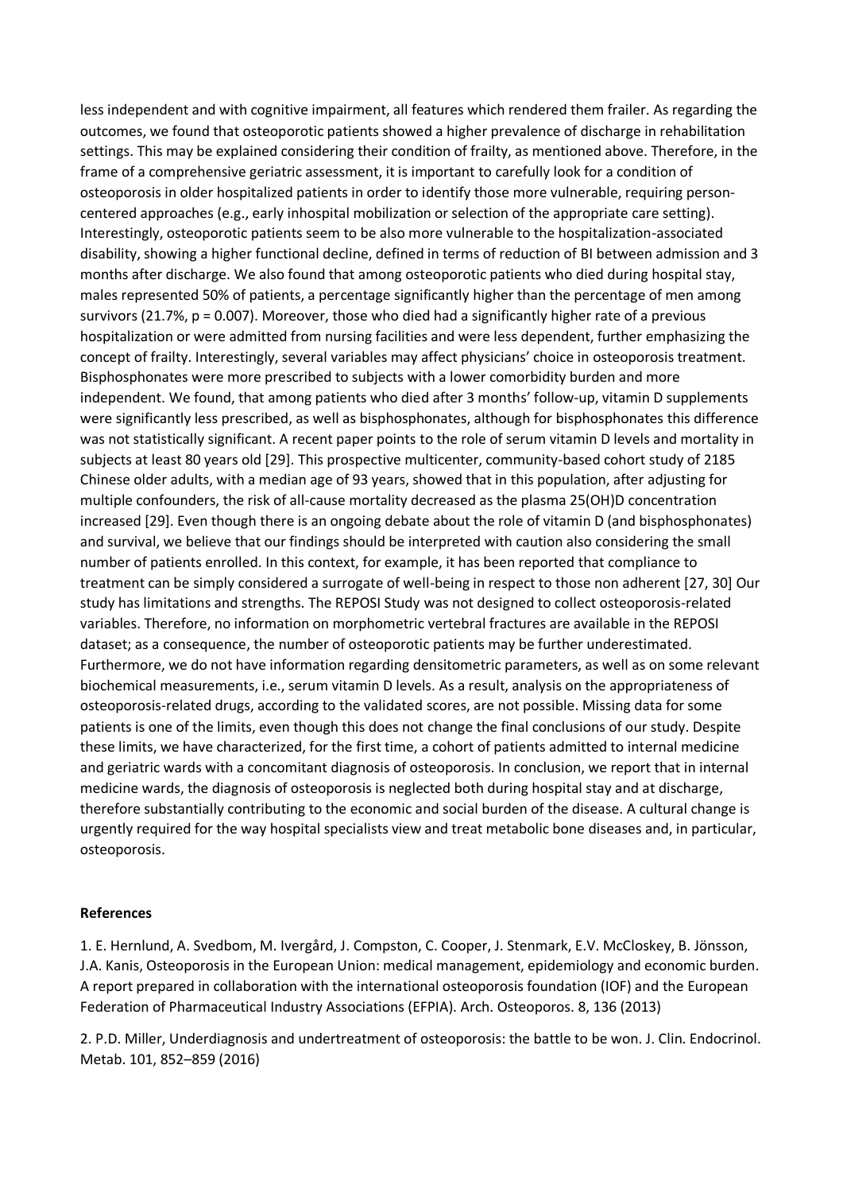less independent and with cognitive impairment, all features which rendered them frailer. As regarding the outcomes, we found that osteoporotic patients showed a higher prevalence of discharge in rehabilitation settings. This may be explained considering their condition of frailty, as mentioned above. Therefore, in the frame of a comprehensive geriatric assessment, it is important to carefully look for a condition of osteoporosis in older hospitalized patients in order to identify those more vulnerable, requiring person-centered approaches (e.g., early inhospital mobilization or selection of the appropriate care setting). Interestingly, osteoporotic patients seem to be also more vulnerable to the hospitalization-associated disability, showing a higher functional decline, defined in terms of reduction of BI between admission and 3 months after discharge. We also found that among osteoporotic patients who died during hospital stay, males represented 50% of patients, a percentage significantly higher than the percentage of men among survivors (21.7%, $p = 0.007$). Moreover, those who died had a significantly higher rate of a previous hospitalization or were admitted from nursing facilities and were less dependent, further emphasizing the concept of frailty. Interestingly, several variables may affect physicians' choice in osteoporosis treatment. Bisphosphonates were more prescribed to subjects with a lower comorbidity burden and more independent. We found, that among patients who died after 3 months' follow-up, vitamin D supplements were significantly less prescribed, as well as bisphosphonates, although for bisphosphonates this difference was not statistically significant. A recent paper points to the role of serum vitamin D levels and mortality in subjects at least 80 years old [29]. This prospective multicenter, community-based cohort study of 2185 Chinese older adults, with a median age of 93 years, showed that in this population, after adjusting for multiple confounders, the risk of all-cause mortality decreased as the plasma 25(OH)D concentration increased [29]. Even though there is an ongoing debate about the role of vitamin D (and bisphosphonates) and survival, we believe that our findings should be interpreted with caution also considering the small number of patients enrolled. In this context, for example, it has been reported that compliance to treatment can be simply considered a surrogate of well-being in respect to those non adherent [27, 30] Our study has limitations and strengths. The REPOSI Study was not designed to collect osteoporosis-related variables. Therefore, no information on morphometric vertebral fractures are available in the REPOSI dataset; as a consequence, the number of osteoporotic patients may be further underestimated. Furthermore, we do not have information regarding densitometric parameters, as well as on some relevant biochemical measurements, i.e., serum vitamin D levels. As a result, analysis on the appropriateness of osteoporosis-related drugs, according to the validated scores, are not possible. Missing data for some patients is one of the limits, even though this does not change the final conclusions of our study. Despite these limits, we have characterized, for the first time, a cohort of patients admitted to internal medicine and geriatric wards with a concomitant diagnosis of osteoporosis. In conclusion, we report that in internal medicine wards, the diagnosis of osteoporosis is neglected both during hospital stay and at discharge, therefore substantially contributing to the economic and social burden of the disease. A cultural change is urgently required for the way hospital specialists view and treat metabolic bone diseases and, in particular, osteoporosis.

**References**

1. E. Hernlund, A. Svedbom, M. Ivergård, J. Compston, C. Cooper, J. Stenmark, E.V. McCloskey, B. Jönsson, J.A. Kanis, Osteoporosis in the European Union: medical management, epidemiology and economic burden. A report prepared in collaboration with the international osteoporosis foundation (IOF) and the European Federation of Pharmaceutical Industry Associations (EFPIA). Arch. Osteoporos. 8, 136 (2013)

2. P.D. Miller, Underdiagnosis and undertreatment of osteoporosis: the battle to be won. J. Clin. Endocrinol. Metab. 101, 852–859 (2016)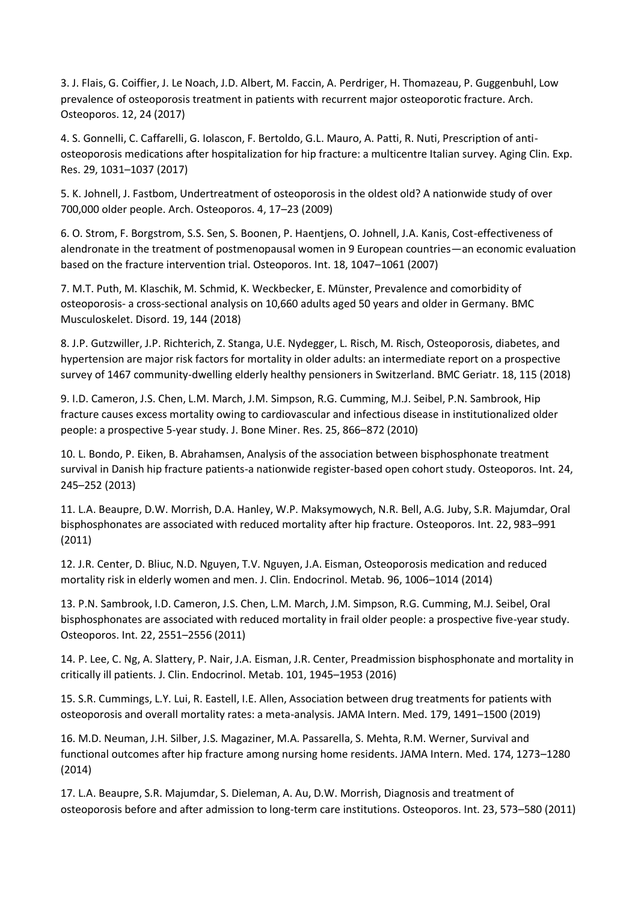3. J. Flais, G. Coiffier, J. Le Noach, J.D. Albert, M. Faccin, A. Perdriger, H. Thomazeau, P. Guggenbuhl, Low prevalence of osteoporosis treatment in patients with recurrent major osteoporotic fracture. Arch. Osteoporos. 12, 24 (2017)

4. S. Gonnelli, C. Caffarelli, G. Iolascon, F. Bertoldo, G.L. Mauro, A. Patti, R. Nuti, Prescription of anti-osteoporosis medications after hospitalization for hip fracture: a multicentre Italian survey. Aging Clin. Exp. Res. 29, 1031–1037 (2017)

5. K. Johnell, J. Fastbom, Undertreatment of osteoporosis in the oldest old? A nationwide study of over 700,000 older people. Arch. Osteoporos. 4, 17–23 (2009)

6. O. Strom, F. Borgstrom, S.S. Sen, S. Boonen, P. Haentjens, O. Johnell, J.A. Kanis, Cost-effectiveness of alendronate in the treatment of postmenopausal women in 9 European countries—an economic evaluation based on the fracture intervention trial. Osteoporos. Int. 18, 1047–1061 (2007)

7. M.T. Puth, M. Klaschik, M. Schmid, K. Weckbecker, E. Münster, Prevalence and comorbidity of osteoporosis- a cross-sectional analysis on 10,660 adults aged 50 years and older in Germany. BMC Musculoskelet. Disord. 19, 144 (2018)

8. J.P. Gutzwiller, J.P. Richterich, Z. Stanga, U.E. Nydegger, L. Risch, M. Risch, Osteoporosis, diabetes, and hypertension are major risk factors for mortality in older adults: an intermediate report on a prospective survey of 1467 community-dwelling elderly healthy pensioners in Switzerland. BMC Geriatr. 18, 115 (2018)

9. I.D. Cameron, J.S. Chen, L.M. March, J.M. Simpson, R.G. Cumming, M.J. Seibel, P.N. Sambrook, Hip fracture causes excess mortality owing to cardiovascular and infectious disease in institutionalized older people: a prospective 5-year study. J. Bone Miner. Res. 25, 866–872 (2010)

10. L. Bondo, P. Eiken, B. Abrahamsen, Analysis of the association between bisphosphonate treatment survival in Danish hip fracture patients-a nationwide register-based open cohort study. Osteoporos. Int. 24, 245–252 (2013)

11. L.A. Beaupre, D.W. Morrish, D.A. Hanley, W.P. Maksymowych, N.R. Bell, A.G. Juby, S.R. Majumdar, Oral bisphosphonates are associated with reduced mortality after hip fracture. Osteoporos. Int. 22, 983–991 (2011)

12. J.R. Center, D. Bliuc, N.D. Nguyen, T.V. Nguyen, J.A. Eisman, Osteoporosis medication and reduced mortality risk in elderly women and men. J. Clin. Endocrinol. Metab. 96, 1006–1014 (2014)

13. P.N. Sambrook, I.D. Cameron, J.S. Chen, L.M. March, J.M. Simpson, R.G. Cumming, M.J. Seibel, Oral bisphosphonates are associated with reduced mortality in frail older people: a prospective five-year study. Osteoporos. Int. 22, 2551–2556 (2011)

14. P. Lee, C. Ng, A. Slattery, P. Nair, J.A. Eisman, J.R. Center, Preadmission bisphosphonate and mortality in critically ill patients. J. Clin. Endocrinol. Metab. 101, 1945–1953 (2016)

15. S.R. Cummings, L.Y. Lui, R. Eastell, I.E. Allen, Association between drug treatments for patients with osteoporosis and overall mortality rates: a meta-analysis. JAMA Intern. Med. 179, 1491–1500 (2019)

16. M.D. Neuman, J.H. Silber, J.S. Magaziner, M.A. Passarella, S. Mehta, R.M. Werner, Survival and functional outcomes after hip fracture among nursing home residents. JAMA Intern. Med. 174, 1273–1280 (2014)

17. L.A. Beaupre, S.R. Majumdar, S. Dieleman, A. Au, D.W. Morrish, Diagnosis and treatment of osteoporosis before and after admission to long-term care institutions. Osteoporos. Int. 23, 573–580 (2011)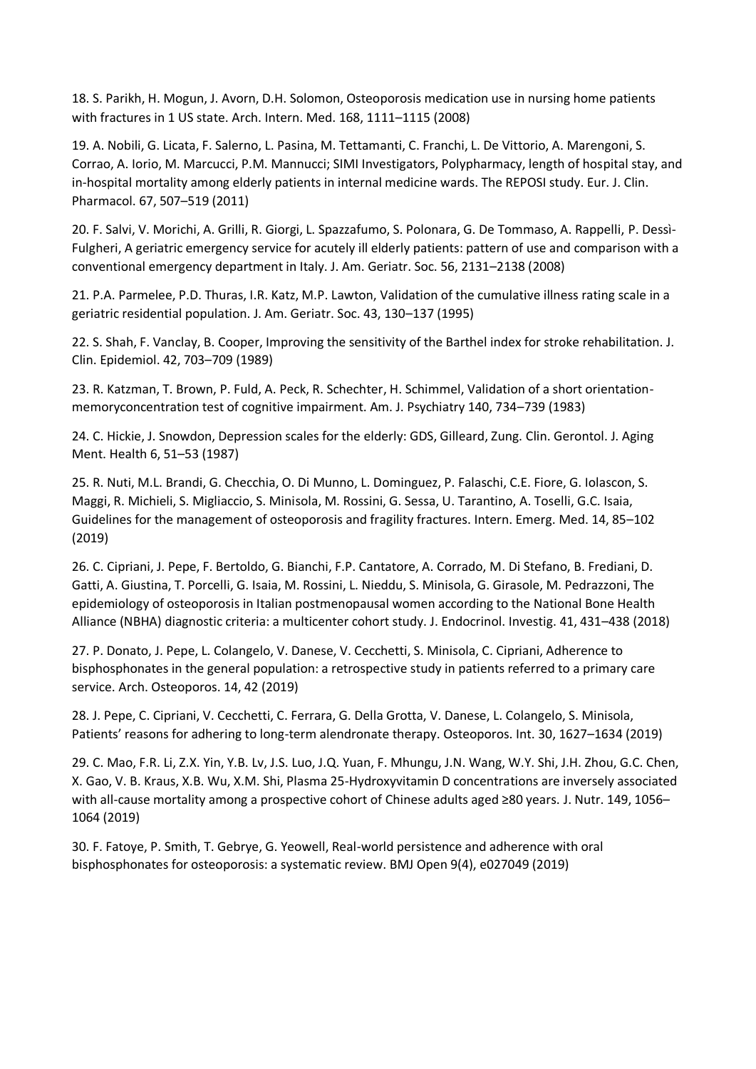18. S. Parikh, H. Mogun, J. Avorn, D.H. Solomon, Osteoporosis medication use in nursing home patients with fractures in 1 US state. Arch. Intern. Med. 168, 1111–1115 (2008)

19. A. Nobili, G. Licata, F. Salerno, L. Pasina, M. Tettamanti, C. Franchi, L. De Vittorio, A. Marengoni, S. Corrao, A. Iorio, M. Marcucci, P.M. Mannucci; SIMI Investigators, Polypharmacy, length of hospital stay, and in-hospital mortality among elderly patients in internal medicine wards. The REPOSI study. Eur. J. Clin. Pharmacol. 67, 507–519 (2011)

20. F. Salvi, V. Morichi, A. Grilli, R. Giorgi, L. Spazzafumo, S. Polonara, G. De Tommaso, A. Rappelli, P. Dessì-Fulgheri, A geriatric emergency service for acutely ill elderly patients: pattern of use and comparison with a conventional emergency department in Italy. J. Am. Geriatr. Soc. 56, 2131–2138 (2008)

21. P.A. Parmelee, P.D. Thuras, I.R. Katz, M.P. Lawton, Validation of the cumulative illness rating scale in a geriatric residential population. J. Am. Geriatr. Soc. 43, 130–137 (1995)

22. S. Shah, F. Vanclay, B. Cooper, Improving the sensitivity of the Barthel index for stroke rehabilitation. J. Clin. Epidemiol. 42, 703–709 (1989)

23. R. Katzman, T. Brown, P. Fuld, A. Peck, R. Schechter, H. Schimmel, Validation of a short orientation-memoryconcentration test of cognitive impairment. Am. J. Psychiatry 140, 734–739 (1983)

24. C. Hickie, J. Snowdon, Depression scales for the elderly: GDS, Gilleard, Zung. Clin. Gerontol. J. Aging Ment. Health 6, 51–53 (1987)

25. R. Nuti, M.L. Brandi, G. Checchia, O. Di Munno, L. Dominguez, P. Falaschi, C.E. Fiore, G. Iolascon, S. Maggi, R. Michieli, S. Migliaccio, S. Minisola, M. Rossini, G. Sessa, U. Tarantino, A. Toselli, G.C. Isaia, Guidelines for the management of osteoporosis and fragility fractures. Intern. Emerg. Med. 14, 85–102 (2019)

26. C. Cipriani, J. Pepe, F. Bertoldo, G. Bianchi, F.P. Cantatore, A. Corrado, M. Di Stefano, B. Frediani, D. Gatti, A. Giustina, T. Porcelli, G. Isaia, M. Rossini, L. Nieddu, S. Minisola, G. Girasole, M. Pedrazzoni, The epidemiology of osteoporosis in Italian postmenopausal women according to the National Bone Health Alliance (NBHA) diagnostic criteria: a multicenter cohort study. J. Endocrinol. Investig. 41, 431–438 (2018)

27. P. Donato, J. Pepe, L. Colangelo, V. Danese, V. Cecchetti, S. Minisola, C. Cipriani, Adherence to bisphosphonates in the general population: a retrospective study in patients referred to a primary care service. Arch. Osteoporos. 14, 42 (2019)

28. J. Pepe, C. Cipriani, V. Cecchetti, C. Ferrara, G. Della Grotta, V. Danese, L. Colangelo, S. Minisola, Patients' reasons for adhering to long-term alendronate therapy. Osteoporos. Int. 30, 1627–1634 (2019)

29. C. Mao, F.R. Li, Z.X. Yin, Y.B. Lv, J.S. Luo, J.Q. Yuan, F. Mhungu, J.N. Wang, W.Y. Shi, J.H. Zhou, G.C. Chen, X. Gao, V. B. Kraus, X.B. Wu, X.M. Shi, Plasma 25-Hydroxyvitamin D concentrations are inversely associated with all-cause mortality among a prospective cohort of Chinese adults aged ≥80 years. J. Nutr. 149, 1056–1064 (2019)

30. F. Fatoye, P. Smith, T. Gebrye, G. Yeowell, Real-world persistence and adherence with oral bisphosphonates for osteoporosis: a systematic review. BMJ Open 9(4), e027049 (2019)